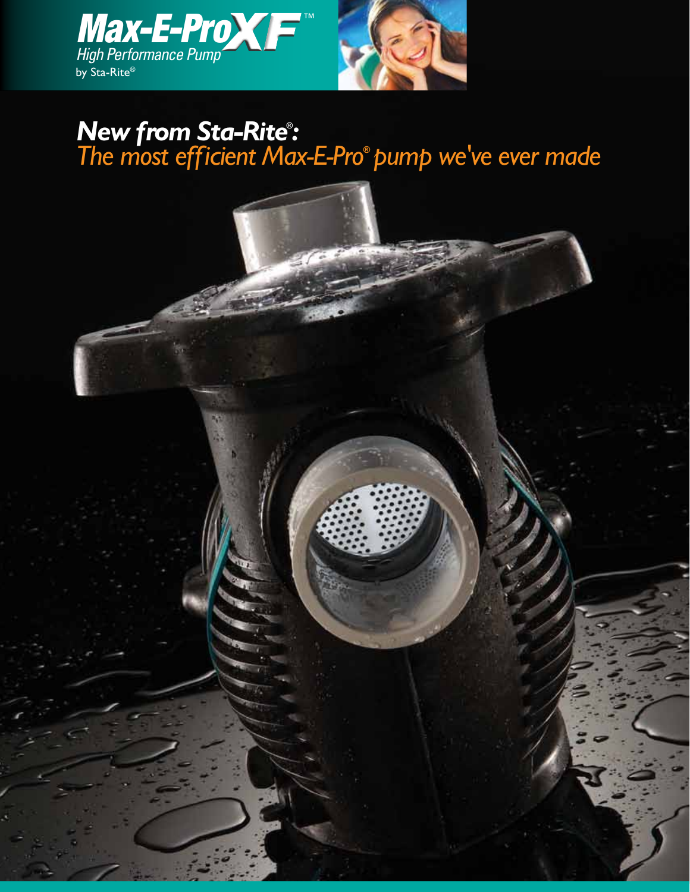# Max-E-ProXF™

*High Performance Pump*

by Sta-Rite®

## *New from Sta-Rite®:*

*The most efficient Max-E-Pro® pump we've ever made*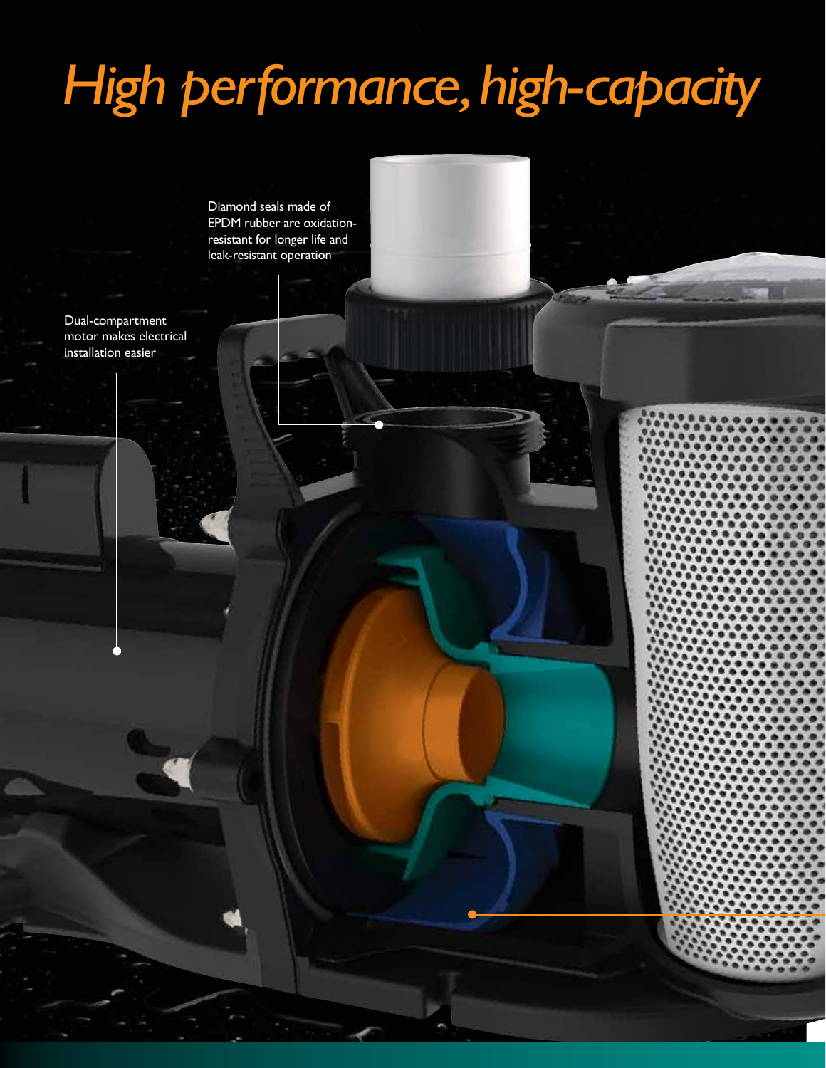# *High performance, high-capacity*

Diamond seals made of EPDM rubber are oxidation-resistant for longer life and leak-resistant operation

Dual-compartment motor makes electrical installation easier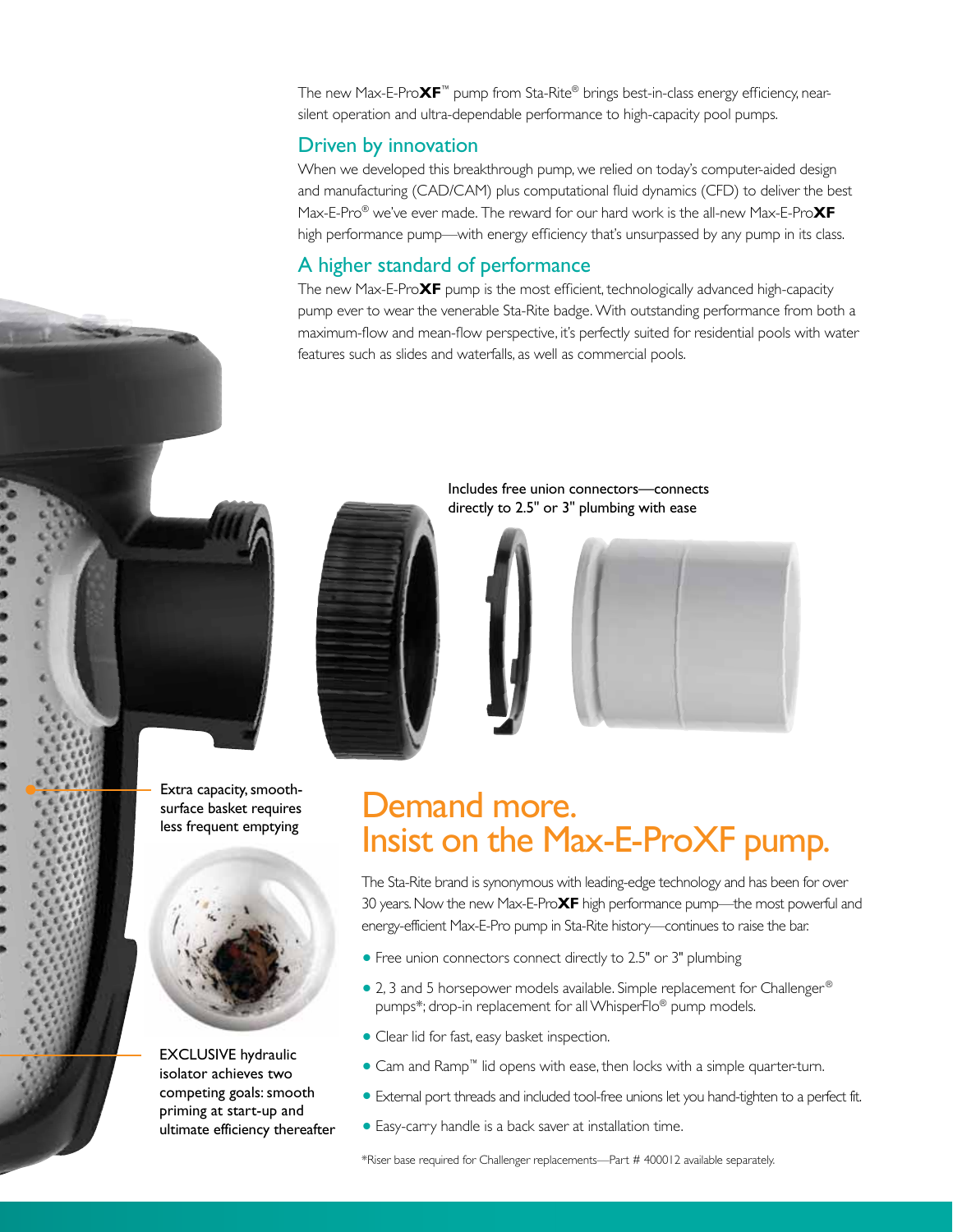The new Max-E-Pro**XF**™ pump from Sta-Rite® brings best-in-class energy efficiency, near-silent operation and ultra-dependable performance to high-capacity pool pumps.

## Driven by innovation

When we developed this breakthrough pump, we relied on today's computer-aided design and manufacturing (CAD/CAM) plus computational fluid dynamics (CFD) to deliver the best Max-E-Pro® we've ever made. The reward for our hard work is the all-new Max-E-Pro**XF** high performance pump—with energy efficiency that's unsurpassed by any pump in its class.

## A higher standard of performance

The new Max-E-Pro**XF** pump is the most efficient, technologically advanced high-capacity pump ever to wear the venerable Sta-Rite badge. With outstanding performance from both a maximum-flow and mean-flow perspective, it's perfectly suited for residential pools with water features such as slides and waterfalls, as well as commercial pools.

Includes free union connectors—connects directly to 2.5" or 3" plumbing with ease

Extra capacity, smooth-surface basket requires less frequent emptying

EXCLUSIVE hydraulic isolator achieves two competing goals: smooth priming at start-up and ultimate efficiency thereafter

# Demand more. Insist on the Max-E-ProXF pump.

The Sta-Rite brand is synonymous with leading-edge technology and has been for over 30 years. Now the new Max-E-Pro**XF** high performance pump—the most powerful and energy-efficient Max-E-Pro pump in Sta-Rite history—continues to raise the bar.

- Free union connectors connect directly to 2.5" or 3" plumbing
- 2, 3 and 5 horsepower models available. Simple replacement for Challenger® pumps*; drop-in replacement for all WhisperFlo® pump models.
- Clear lid for fast, easy basket inspection.
- Cam and Ramp™ lid opens with ease, then locks with a simple quarter-turn.
- External port threads and included tool-free unions let you hand-tighten to a perfect fit.
- Easy-carry handle is a back saver at installation time.

*Riser base required for Challenger replacements—Part # 400012 available separately.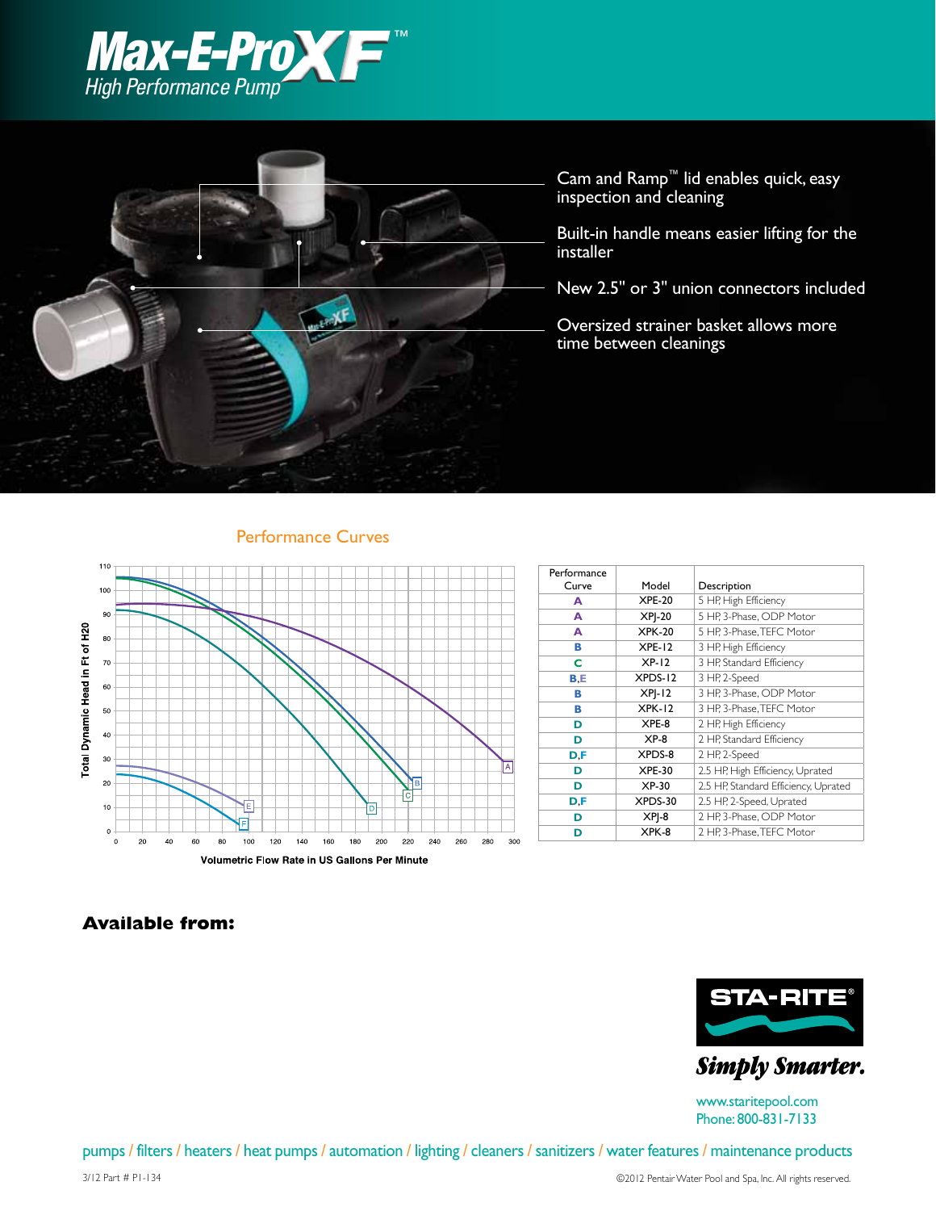# Max-E-ProXF™

*High Performance Pump*

Cam and Ramp™ lid enables quick, easy inspection and cleaning

Built-in handle means easier lifting for the installer

New 2.5" or 3" union connectors included

Oversized strainer basket allows more time between cleanings

## Performance Curves

Total Dynamic Head in Ft of H20

110
100
90
80
70
60
50
40
30
20
10
0

0 20 40 60 80 100 120 140 160 180 200 220 240 260 280 300

Volumetric Flow Rate in US Gallons Per Minute

A
B
C
D
E
F

| Performance Curve | Model | Description |
|---|---|---|
| A | XPE-20 | 5 HP, High Efficiency |
| A | XPJ-20 | 5 HP, 3-Phase, ODP Motor |
| A | XPK-20 | 5 HP, 3-Phase, TEFC Motor |
| B | XPE-12 | 3 HP, High Efficiency |
| C | XP-12 | 3 HP, Standard Efficiency |
| B,E | XPDS-12 | 3 HP, 2-Speed |
| B | XPJ-12 | 3 HP, 3-Phase, ODP Motor |
| B | XPK-12 | 3 HP, 3-Phase, TEFC Motor |
| D | XPE-8 | 2 HP, High Efficiency |
| D | XP-8 | 2 HP, Standard Efficiency |
| D,F | XPDS-8 | 2 HP, 2-Speed |
| D | XPE-30 | 2.5 HP, High Efficiency, Uprated |
| D | XP-30 | 2.5 HP, Standard Efficiency, Uprated |
| D,F | XPDS-30 | 2.5 HP, 2-Speed, Uprated |
| D | XPJ-8 | 2 HP, 3-Phase, ODP Motor |
| D | XPK-8 | 2 HP, 3-Phase, TEFC Motor |

**Available from:**

STA-RITE®

*Simply Smarter.*

www.staritepool.com
Phone: 800-831-7133

pumps / filters / heaters / heat pumps / automation / lighting / cleaners / sanitizers / water features / maintenance products

3/12 Part # P1-134

©2012 Pentair Water Pool and Spa, Inc. All rights reserved.